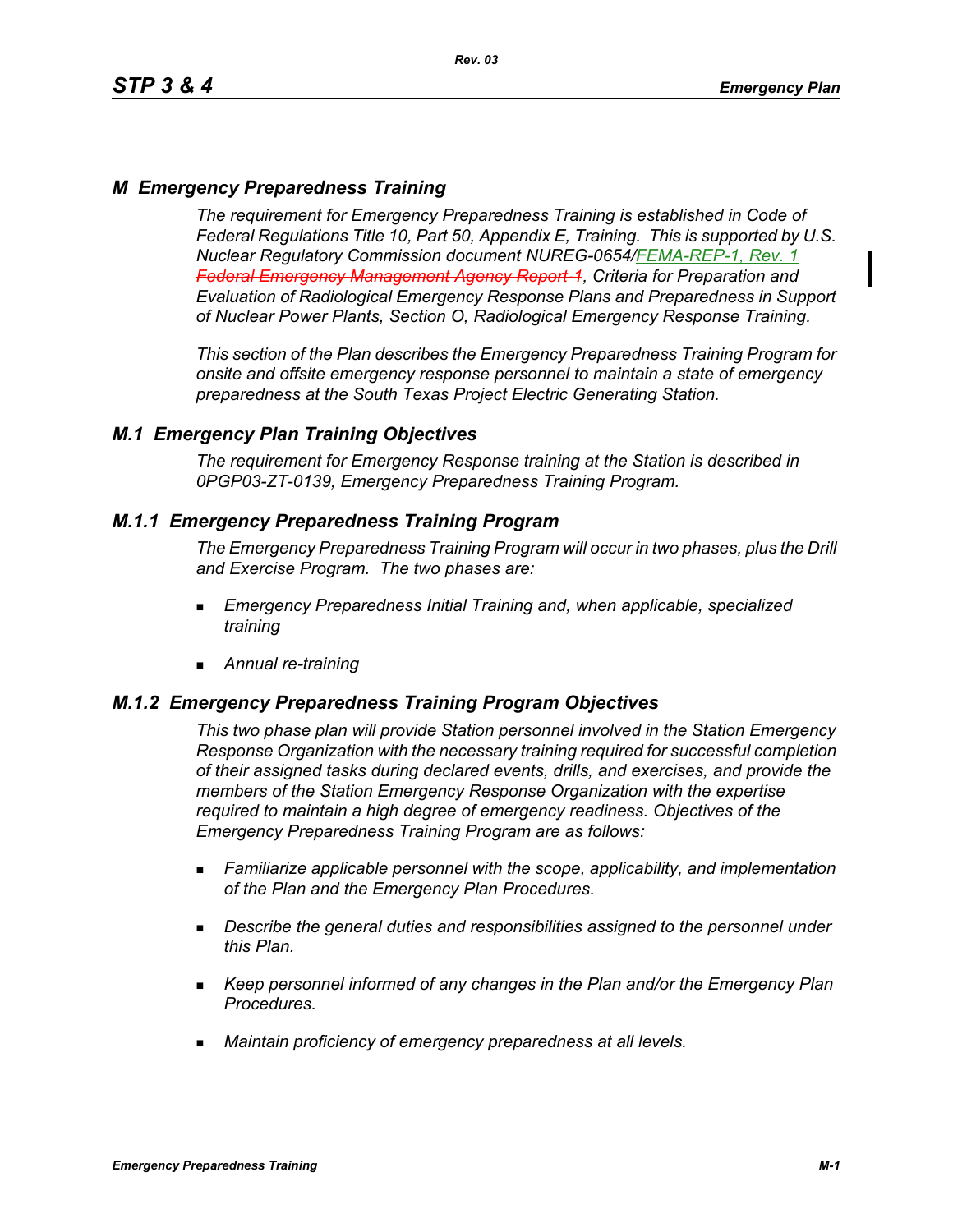# M Emergency Preparedness Training

*The requirement for Emergency Preparedness Training is established in Code of Federal Regulations Title 10, Part 50, Appendix E, Training. This is supported by U.S. Nuclear Regulatory Commission document NUREG-0654/FEMA-REP-1, Rev. 1 ~~Federal Emergency Management Agency Report-1~~, Criteria for Preparation and Evaluation of Radiological Emergency Response Plans and Preparedness in Support of Nuclear Power Plants, Section O, Radiological Emergency Response Training.*

*This section of the Plan describes the Emergency Preparedness Training Program for onsite and offsite emergency response personnel to maintain a state of emergency preparedness at the South Texas Project Electric Generating Station.*

## M.1 Emergency Plan Training Objectives

*The requirement for Emergency Response training at the Station is described in 0PGP03-ZT-0139, Emergency Preparedness Training Program.*

### M.1.1 Emergency Preparedness Training Program

*The Emergency Preparedness Training Program will occur in two phases, plus the Drill and Exercise Program. The two phases are:*

- *Emergency Preparedness Initial Training and, when applicable, specialized training*
- *Annual re-training*

### M.1.2 Emergency Preparedness Training Program Objectives

*This two phase plan will provide Station personnel involved in the Station Emergency Response Organization with the necessary training required for successful completion of their assigned tasks during declared events, drills, and exercises, and provide the members of the Station Emergency Response Organization with the expertise required to maintain a high degree of emergency readiness. Objectives of the Emergency Preparedness Training Program are as follows:*

- *Familiarize applicable personnel with the scope, applicability, and implementation of the Plan and the Emergency Plan Procedures.*
- *Describe the general duties and responsibilities assigned to the personnel under this Plan.*
- *Keep personnel informed of any changes in the Plan and/or the Emergency Plan Procedures.*
- *Maintain proficiency of emergency preparedness at all levels.*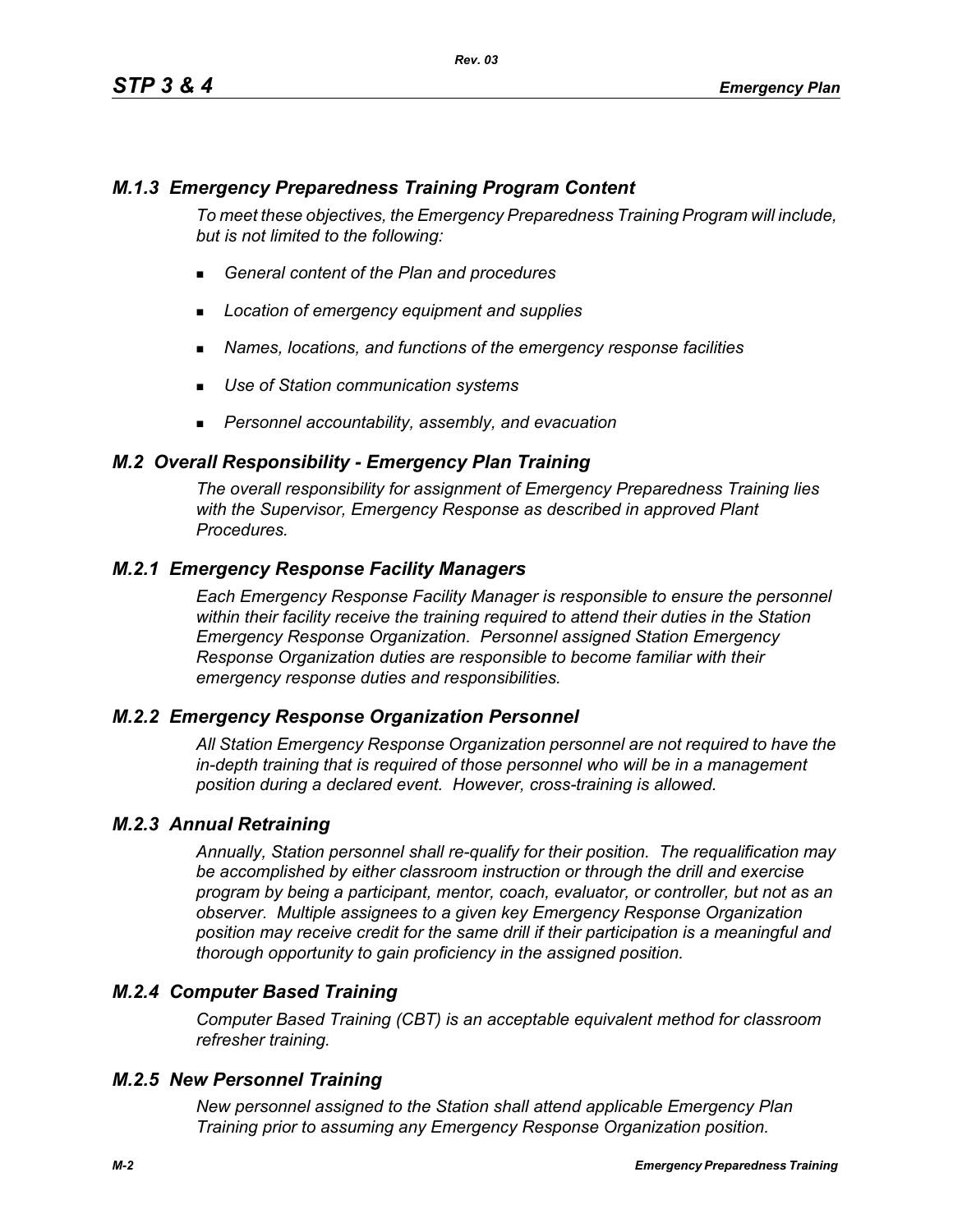### *M.1.3 Emergency Preparedness Training Program Content*

*To meet these objectives, the Emergency Preparedness Training Program will include, but is not limited to the following:*

- *General content of the Plan and procedures*
- *Location of emergency equipment and supplies*
- *Names, locations, and functions of the emergency response facilities*
- *Use of Station communication systems*
- *Personnel accountability, assembly, and evacuation*

## *M.2 Overall Responsibility - Emergency Plan Training*

*The overall responsibility for assignment of Emergency Preparedness Training lies with the Supervisor, Emergency Response as described in approved Plant Procedures.*

### *M.2.1 Emergency Response Facility Managers*

*Each Emergency Response Facility Manager is responsible to ensure the personnel within their facility receive the training required to attend their duties in the Station Emergency Response Organization. Personnel assigned Station Emergency Response Organization duties are responsible to become familiar with their emergency response duties and responsibilities.*

### *M.2.2 Emergency Response Organization Personnel*

*All Station Emergency Response Organization personnel are not required to have the in-depth training that is required of those personnel who will be in a management position during a declared event. However, cross-training is allowed.*

### *M.2.3 Annual Retraining*

*Annually, Station personnel shall re-qualify for their position. The requalification may be accomplished by either classroom instruction or through the drill and exercise program by being a participant, mentor, coach, evaluator, or controller, but not as an observer. Multiple assignees to a given key Emergency Response Organization position may receive credit for the same drill if their participation is a meaningful and thorough opportunity to gain proficiency in the assigned position.*

### *M.2.4 Computer Based Training*

*Computer Based Training (CBT) is an acceptable equivalent method for classroom refresher training.*

### *M.2.5 New Personnel Training*

*New personnel assigned to the Station shall attend applicable Emergency Plan Training prior to assuming any Emergency Response Organization position.*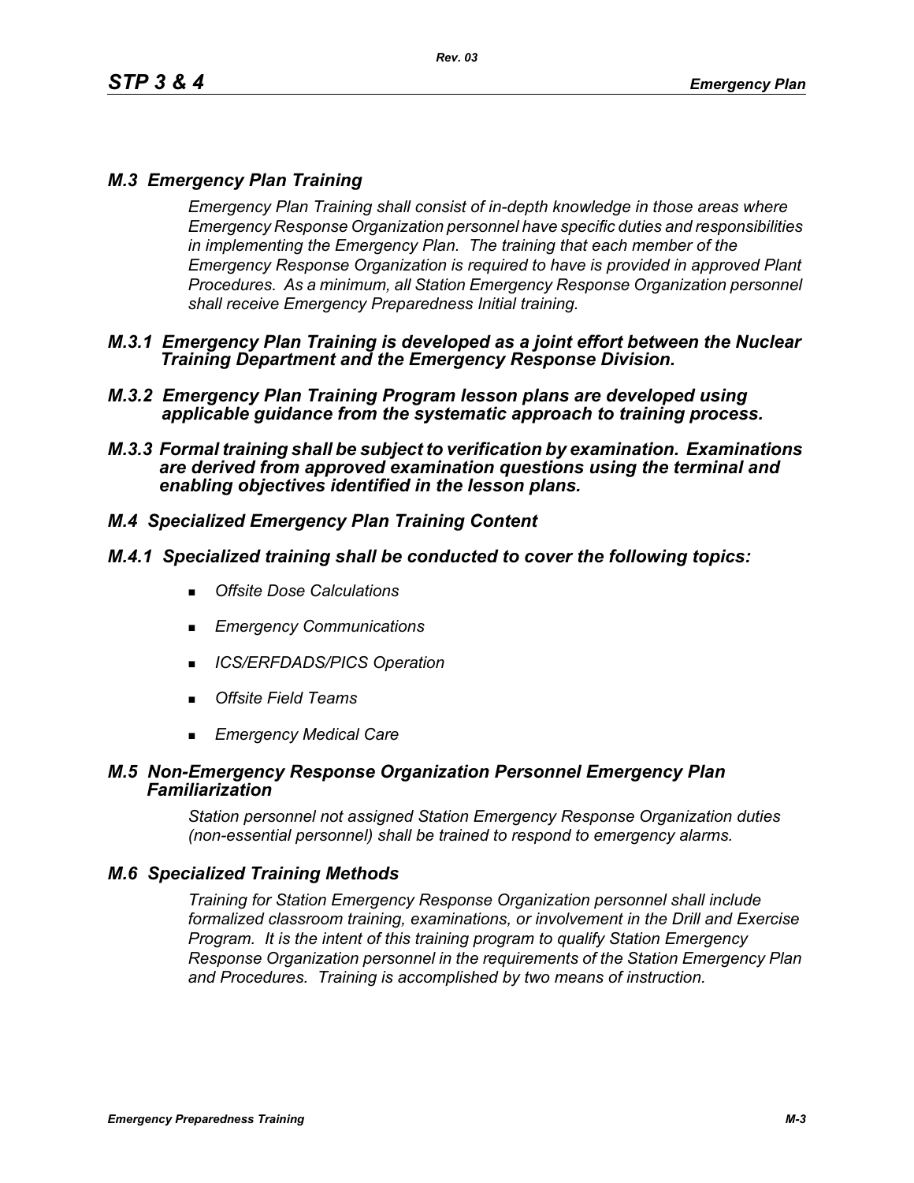## *M.3 Emergency Plan Training*

*Emergency Plan Training shall consist of in-depth knowledge in those areas where Emergency Response Organization personnel have specific duties and responsibilities in implementing the Emergency Plan. The training that each member of the Emergency Response Organization is required to have is provided in approved Plant Procedures. As a minimum, all Station Emergency Response Organization personnel shall receive Emergency Preparedness Initial training.*

### *M.3.1 Emergency Plan Training is developed as a joint effort between the Nuclear Training Department and the Emergency Response Division.*

### *M.3.2 Emergency Plan Training Program lesson plans are developed using applicable guidance from the systematic approach to training process.*

### *M.3.3 Formal training shall be subject to verification by examination. Examinations are derived from approved examination questions using the terminal and enabling objectives identified in the lesson plans.*

## *M.4 Specialized Emergency Plan Training Content*

### *M.4.1 Specialized training shall be conducted to cover the following topics:*

- *Offsite Dose Calculations*
- *Emergency Communications*
- *ICS/ERFDADS/PICS Operation*
- *Offsite Field Teams*
- *Emergency Medical Care*

## *M.5 Non-Emergency Response Organization Personnel Emergency Plan Familiarization*

*Station personnel not assigned Station Emergency Response Organization duties (non-essential personnel) shall be trained to respond to emergency alarms.*

## *M.6 Specialized Training Methods*

*Training for Station Emergency Response Organization personnel shall include formalized classroom training, examinations, or involvement in the Drill and Exercise Program. It is the intent of this training program to qualify Station Emergency Response Organization personnel in the requirements of the Station Emergency Plan and Procedures. Training is accomplished by two means of instruction.*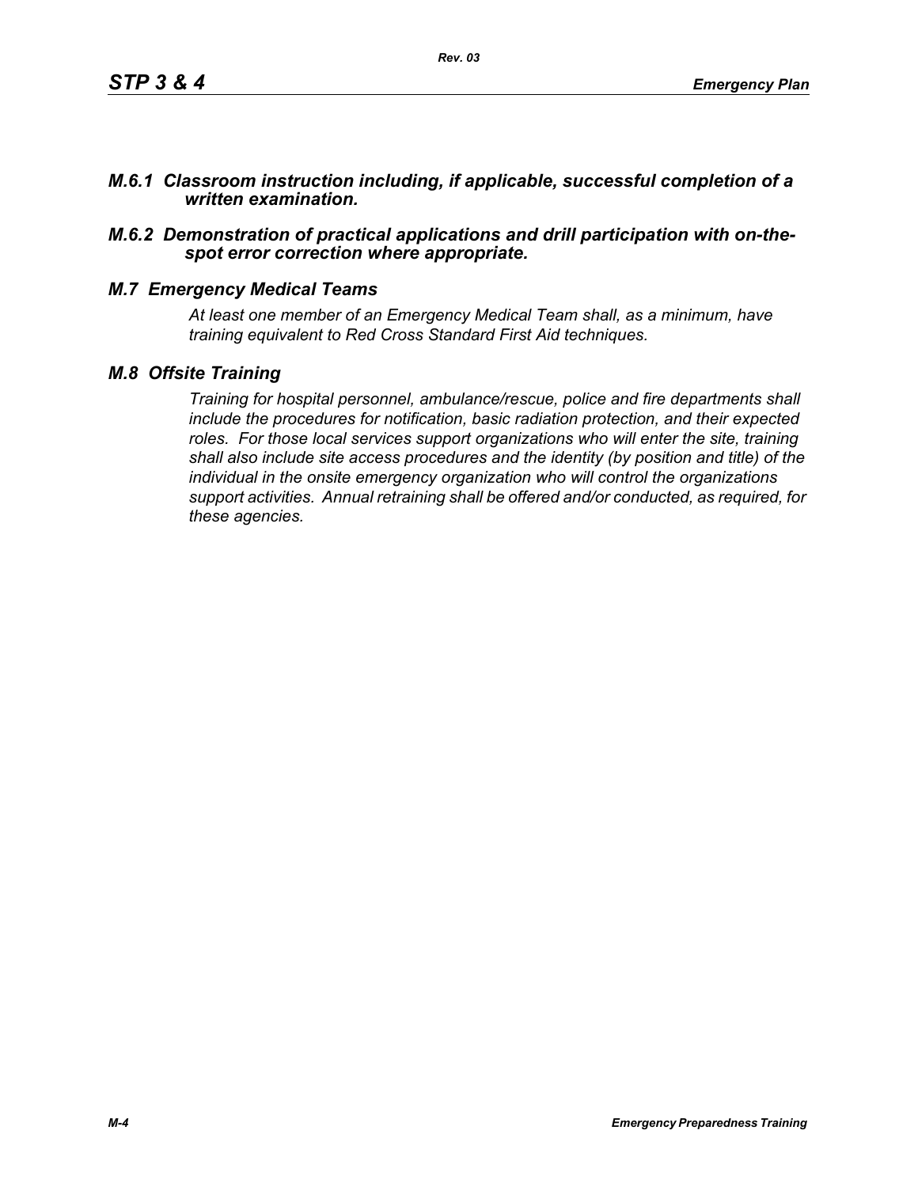### *M.6.1 Classroom instruction including, if applicable, successful completion of a written examination.*

### *M.6.2 Demonstration of practical applications and drill participation with on-the-spot error correction where appropriate.*

## *M.7 Emergency Medical Teams*

*At least one member of an Emergency Medical Team shall, as a minimum, have training equivalent to Red Cross Standard First Aid techniques.*

## *M.8 Offsite Training*

*Training for hospital personnel, ambulance/rescue, police and fire departments shall include the procedures for notification, basic radiation protection, and their expected roles. For those local services support organizations who will enter the site, training shall also include site access procedures and the identity (by position and title) of the individual in the onsite emergency organization who will control the organizations support activities. Annual retraining shall be offered and/or conducted, as required, for these agencies.*